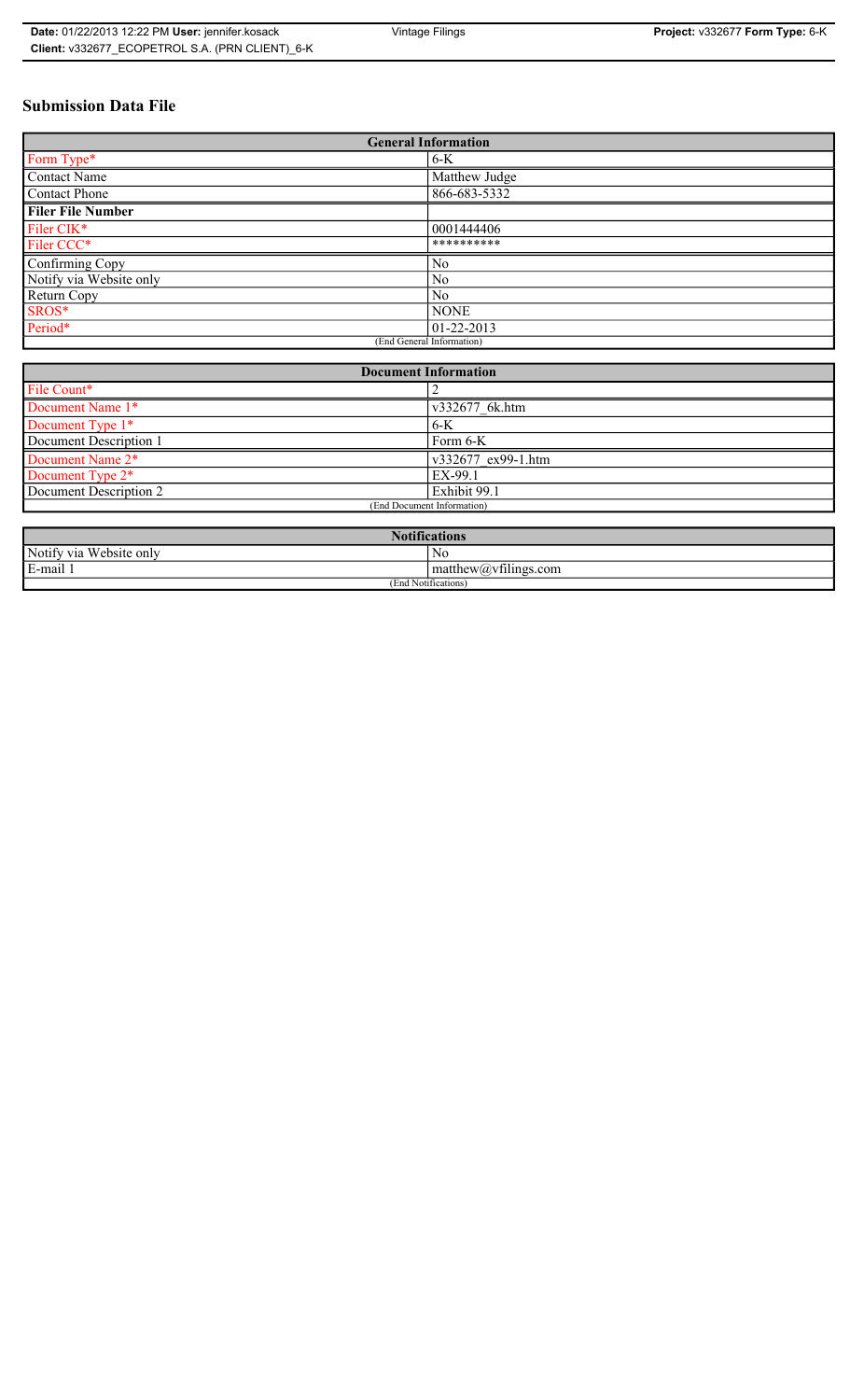# Submission Data File

| General Information | |
|---|---|
| Form Type* | 6-K |
| Contact Name | Matthew Judge |
| Contact Phone | 866-683-5332 |
| **Filer File Number** | |
| Filer CIK* | 0001444406 |
| Filer CCC* | ********** |
| Confirming Copy | No |
| Notify via Website only | No |
| Return Copy | No |
| SROS* | NONE |
| Period* | 01-22-2013 |
| (End General Information) | |

| Document Information | |
|---|---|
| File Count* | 2 |
| Document Name 1* | v332677_6k.htm |
| Document Type 1* | 6-K |
| Document Description 1 | Form 6-K |
| Document Name 2* | v332677_ex99-1.htm |
| Document Type 2* | EX-99.1 |
| Document Description 2 | Exhibit 99.1 |
| (End Document Information) | |

| Notifications | |
|---|---|
| Notify via Website only | No |
| E-mail 1 | matthew@vfilings.com |
| (End Notifications) | |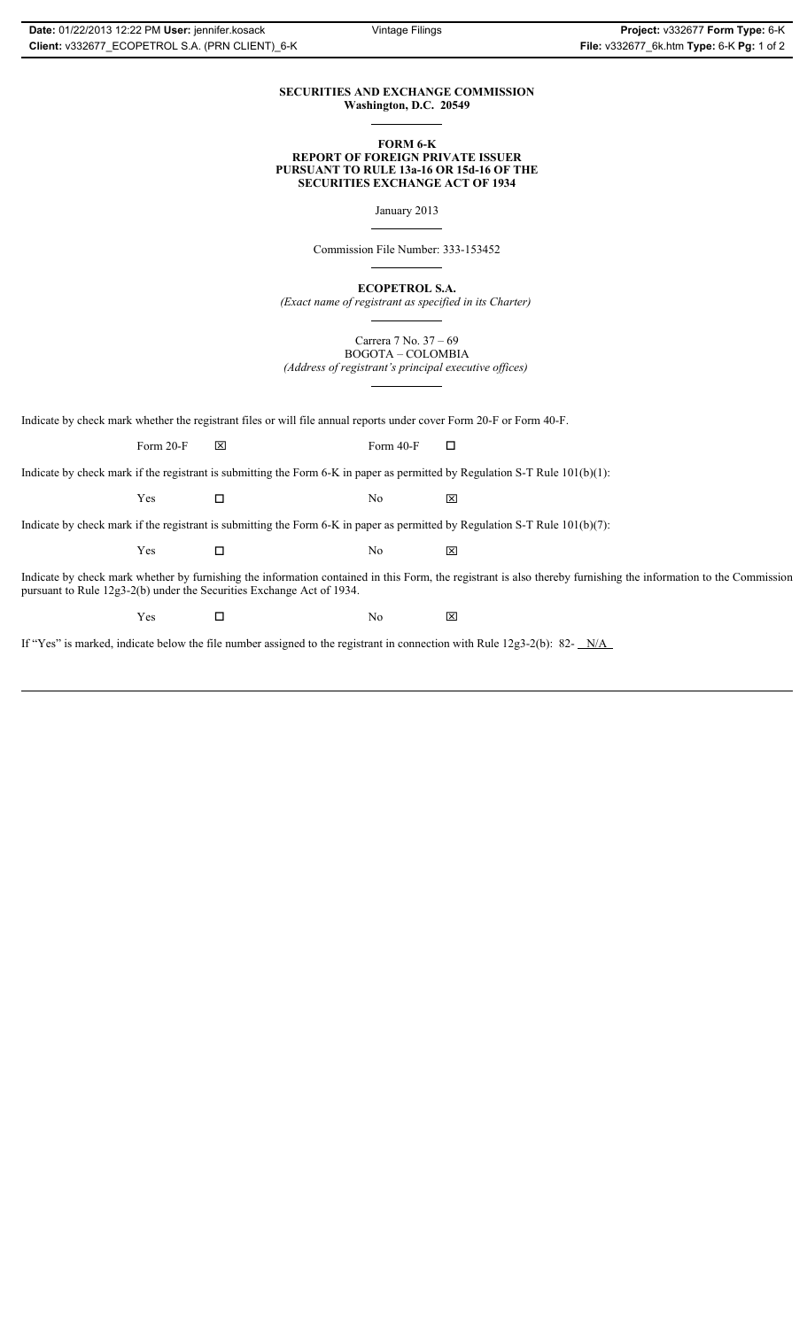**SECURITIES AND EXCHANGE COMMISSION**
**Washington, D.C. 20549**

**FORM 6-K**
**REPORT OF FOREIGN PRIVATE ISSUER**
**PURSUANT TO RULE 13a-16 OR 15d-16 OF THE**
**SECURITIES EXCHANGE ACT OF 1934**

January 2013

Commission File Number: 333-153452

**ECOPETROL S.A.**
*(Exact name of registrant as specified in its Charter)*

Carrera 7 No. 37 – 69
BOGOTA – COLOMBIA
*(Address of registrant's principal executive offices)*

Indicate by check mark whether the registrant files or will file annual reports under cover Form 20-F or Form 40-F.

Form 20-F ☒ Form 40-F ☐

Indicate by check mark if the registrant is submitting the Form 6-K in paper as permitted by Regulation S-T Rule 101(b)(1):

Yes ☐ No ☒

Indicate by check mark if the registrant is submitting the Form 6-K in paper as permitted by Regulation S-T Rule 101(b)(7):

Yes ☐ No ☒

Indicate by check mark whether by furnishing the information contained in this Form, the registrant is also thereby furnishing the information to the Commission pursuant to Rule 12g3-2(b) under the Securities Exchange Act of 1934.

Yes ☐ No ☒

If "Yes" is marked, indicate below the file number assigned to the registrant in connection with Rule 12g3-2(b): 82- N/A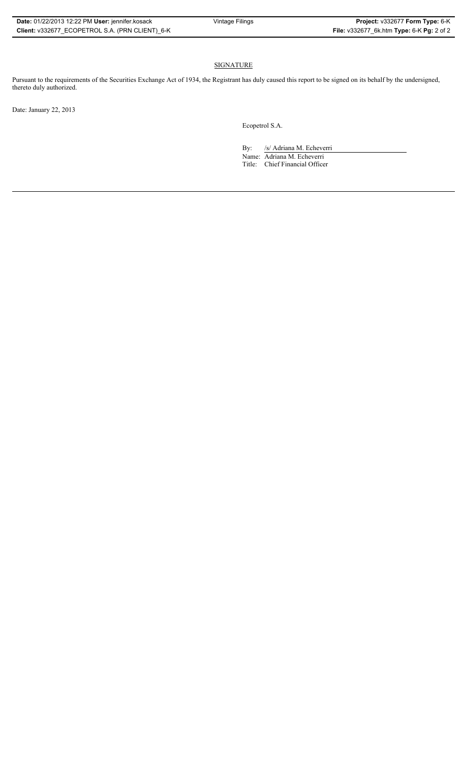## SIGNATURE

Pursuant to the requirements of the Securities Exchange Act of 1934, the Registrant has duly caused this report to be signed on its behalf by the undersigned, thereto duly authorized.

Date: January 22, 2013

Ecopetrol S.A.

By: /s/ Adriana M. Echeverri

Name: Adriana M. Echeverri

Title: Chief Financial Officer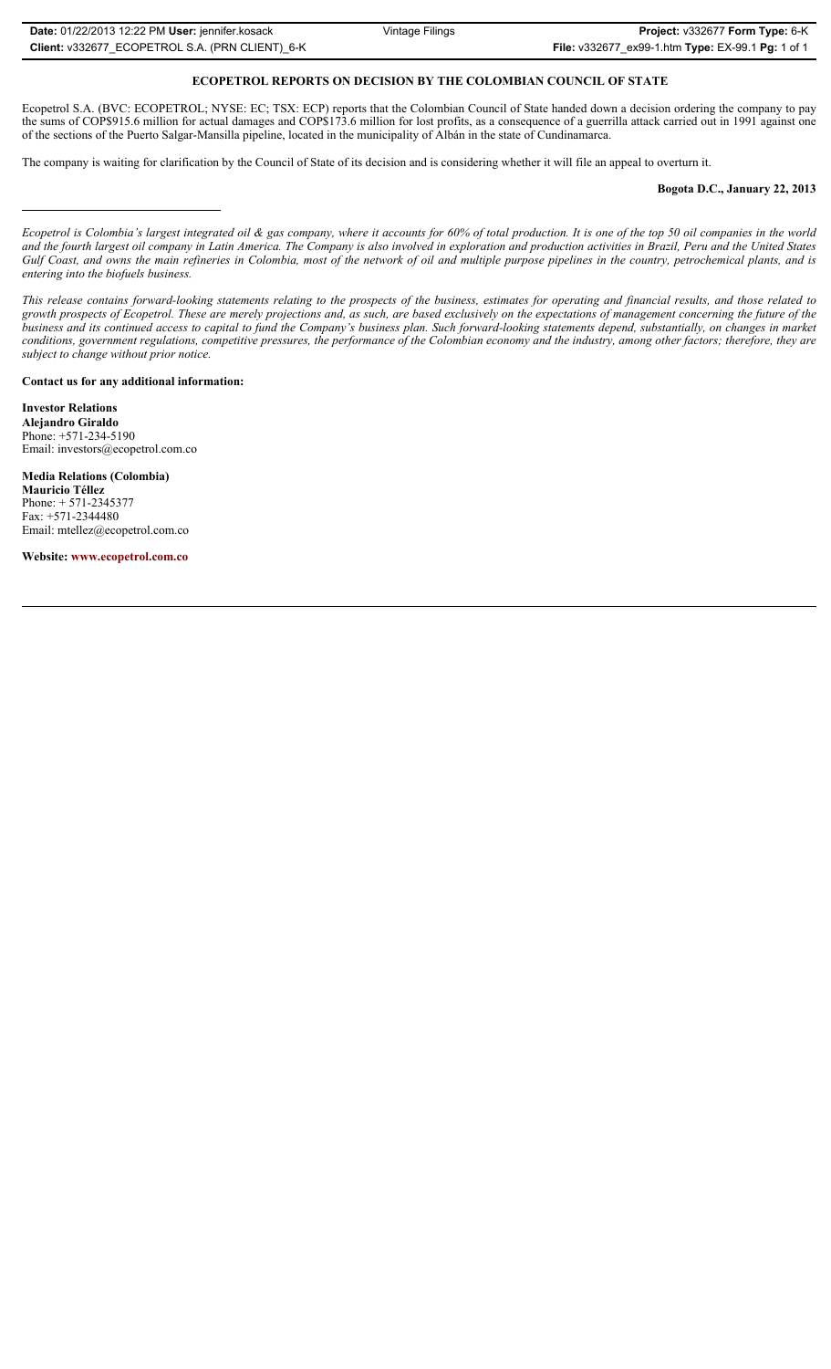## ECOPETROL REPORTS ON DECISION BY THE COLOMBIAN COUNCIL OF STATE

Ecopetrol S.A. (BVC: ECOPETROL; NYSE: EC; TSX: ECP) reports that the Colombian Council of State handed down a decision ordering the company to pay the sums of COP$915.6 million for actual damages and COP$173.6 million for lost profits, as a consequence of a guerrilla attack carried out in 1991 against one of the sections of the Puerto Salgar-Mansilla pipeline, located in the municipality of Albán in the state of Cundinamarca.

The company is waiting for clarification by the Council of State of its decision and is considering whether it will file an appeal to overturn it.

**Bogota D.C., January 22, 2013**

---

*Ecopetrol is Colombia's largest integrated oil & gas company, where it accounts for 60% of total production. It is one of the top 50 oil companies in the world and the fourth largest oil company in Latin America. The Company is also involved in exploration and production activities in Brazil, Peru and the United States Gulf Coast, and owns the main refineries in Colombia, most of the network of oil and multiple purpose pipelines in the country, petrochemical plants, and is entering into the biofuels business.*

*This release contains forward-looking statements relating to the prospects of the business, estimates for operating and financial results, and those related to growth prospects of Ecopetrol. These are merely projections and, as such, are based exclusively on the expectations of management concerning the future of the business and its continued access to capital to fund the Company's business plan. Such forward-looking statements depend, substantially, on changes in market conditions, government regulations, competitive pressures, the performance of the Colombian economy and the industry, among other factors; therefore, they are subject to change without prior notice.*

**Contact us for any additional information:**

**Investor Relations**
**Alejandro Giraldo**
Phone: +571-234-5190
Email: investors@ecopetrol.com.co

**Media Relations (Colombia)**
**Mauricio Téllez**
Phone: + 571-2345377
Fax: +571-2344480
Email: mtellez@ecopetrol.com.co

**Website: www.ecopetrol.com.co**